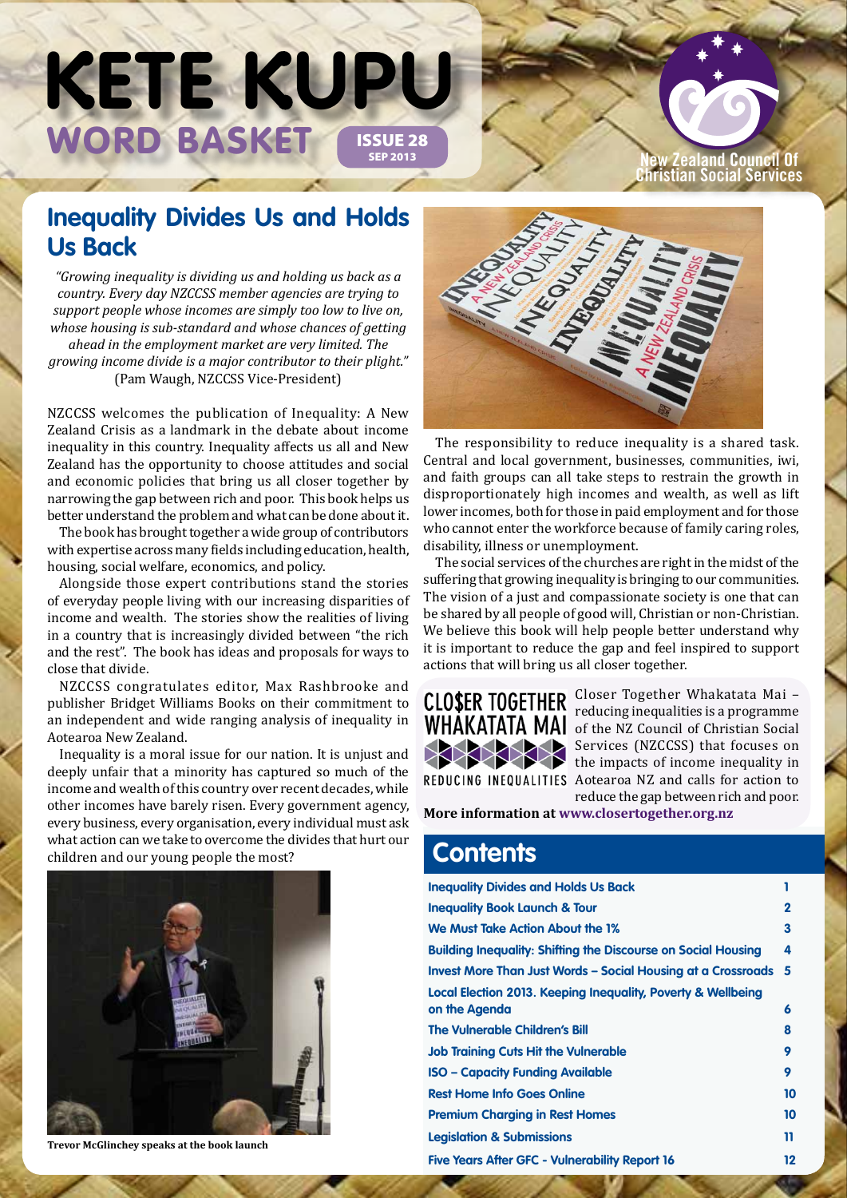# KETE KUPU

## WORD BASKET

ISSUE 28
SEP 2013

New Zealand Council Of Christian Social Services

## Inequality Divides Us and Holds Us Back

*"Growing inequality is dividing us and holding us back as a country. Every day NZCCSS member agencies are trying to support people whose incomes are simply too low to live on, whose housing is sub-standard and whose chances of getting ahead in the employment market are very limited. The growing income divide is a major contributor to their plight."* (Pam Waugh, NZCCSS Vice-President)

NZCCSS welcomes the publication of Inequality: A New Zealand Crisis as a landmark in the debate about income inequality in this country. Inequality affects us all and New Zealand has the opportunity to choose attitudes and social and economic policies that bring us all closer together by narrowing the gap between rich and poor. This book helps us better understand the problem and what can be done about it.

The book has brought together a wide group of contributors with expertise across many fields including education, health, housing, social welfare, economics, and policy.

Alongside those expert contributions stand the stories of everyday people living with our increasing disparities of income and wealth. The stories show the realities of living in a country that is increasingly divided between "the rich and the rest". The book has ideas and proposals for ways to close that divide.

NZCCSS congratulates editor, Max Rashbrooke and publisher Bridget Williams Books on their commitment to an independent and wide ranging analysis of inequality in Aotearoa New Zealand.

Inequality is a moral issue for our nation. It is unjust and deeply unfair that a minority has captured so much of the income and wealth of this country over recent decades, while other incomes have barely risen. Every government agency, every business, every organisation, every individual must ask what action can we take to overcome the divides that hurt our children and our young people the most?

Trevor McGlinchey speaks at the book launch

The responsibility to reduce inequality is a shared task. Central and local government, businesses, communities, iwi, and faith groups can all take steps to restrain the growth in disproportionately high incomes and wealth, as well as lift lower incomes, both for those in paid employment and for those who cannot enter the workforce because of family caring roles, disability, illness or unemployment.

The social services of the churches are right in the midst of the suffering that growing inequality is bringing to our communities. The vision of a just and compassionate society is one that can be shared by all people of good will, Christian or non-Christian. We believe this book will help people better understand why it is important to reduce the gap and feel inspired to support actions that will bring us all closer together.

CLO$ER TOGETHER WHAKATATA MAI
REDUCING INEQUALITIES

Closer Together Whakatata Mai – reducing inequalities is a programme of the NZ Council of Christian Social Services (NZCCSS) that focuses on the impacts of income inequality in Aotearoa NZ and calls for action to reduce the gap between rich and poor.

**More information at www.closertogether.org.nz**

## Contents

| | |
|---|---|
| Inequality Divides and Holds Us Back | 1 |
| Inequality Book Launch & Tour | 2 |
| We Must Take Action About the 1% | 3 |
| Building Inequality: Shifting the Discourse on Social Housing | 4 |
| Invest More Than Just Words – Social Housing at a Crossroads | 5 |
| Local Election 2013. Keeping Inequality, Poverty & Wellbeing on the Agenda | 6 |
| The Vulnerable Children's Bill | 8 |
| Job Training Cuts Hit the Vulnerable | 9 |
| ISO – Capacity Funding Available | 9 |
| Rest Home Info Goes Online | 10 |
| Premium Charging in Rest Homes | 10 |
| Legislation & Submissions | 11 |
| Five Years After GFC - Vulnerability Report 16 | 12 |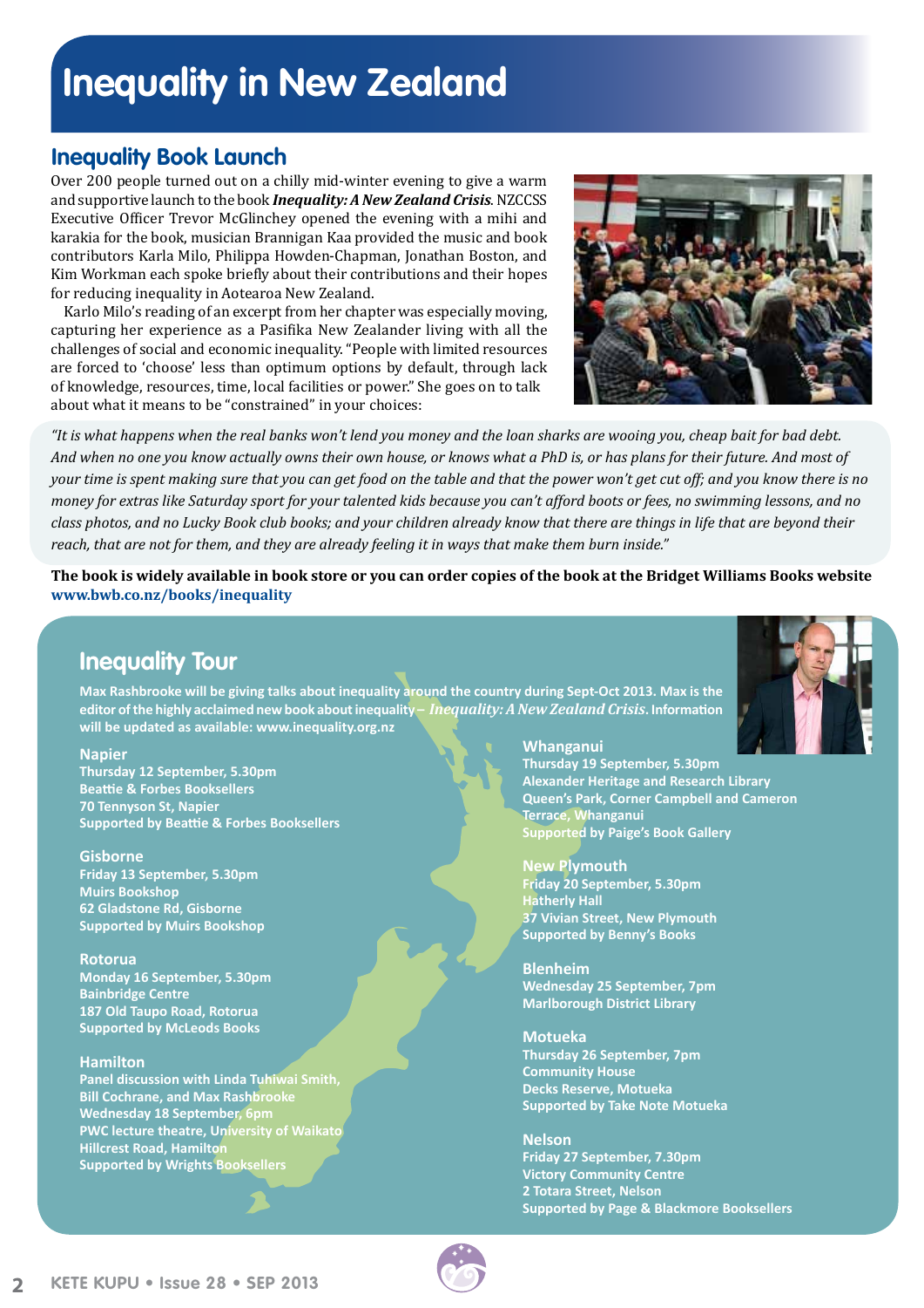# Inequality in New Zealand

## Inequality Book Launch

Over 200 people turned out on a chilly mid-winter evening to give a warm and supportive launch to the book ***Inequality: A New Zealand Crisis***. NZCCSS Executive Officer Trevor McGlinchey opened the evening with a mihi and karakia for the book, musician Brannigan Kaa provided the music and book contributors Karla Milo, Philippa Howden-Chapman, Jonathan Boston, and Kim Workman each spoke briefly about their contributions and their hopes for reducing inequality in Aotearoa New Zealand.

Karlo Milo's reading of an excerpt from her chapter was especially moving, capturing her experience as a Pasifika New Zealander living with all the challenges of social and economic inequality. "People with limited resources are forced to 'choose' less than optimum options by default, through lack of knowledge, resources, time, local facilities or power." She goes on to talk about what it means to be "constrained" in your choices:

> *"It is what happens when the real banks won't lend you money and the loan sharks are wooing you, cheap bait for bad debt. And when no one you know actually owns their own house, or knows what a PhD is, or has plans for their future. And most of your time is spent making sure that you can get food on the table and that the power won't get cut off; and you know there is no money for extras like Saturday sport for your talented kids because you can't afford boots or fees, no swimming lessons, and no class photos, and no Lucky Book club books; and your children already know that there are things in life that are beyond their reach, that are not for them, and they are already feeling it in ways that make them burn inside."*

**The book is widely available in book store or you can order copies of the book at the Bridget Williams Books website www.bwb.co.nz/books/inequality**

## Inequality Tour

**Max Rashbrooke will be giving talks about inequality around the country during Sept-Oct 2013. Max is the editor of the highly acclaimed new book about inequality – *Inequality: A New Zealand Crisis*. Information will be updated as available: www.inequality.org.nz**

### Napier
Thursday 12 September, 5.30pm
Beattie & Forbes Booksellers
70 Tennyson St, Napier
Supported by Beattie & Forbes Booksellers

### Gisborne
Friday 13 September, 5.30pm
Muirs Bookshop
62 Gladstone Rd, Gisborne
Supported by Muirs Bookshop

### Rotorua
Monday 16 September, 5.30pm
Bainbridge Centre
187 Old Taupo Road, Rotorua
Supported by McLeods Books

### Hamilton
Panel discussion with Linda Tuhiwai Smith, Bill Cochrane, and Max Rashbrooke
Wednesday 18 September, 6pm
PWC lecture theatre, University of Waikato
Hillcrest Road, Hamilton
Supported by Wrights Booksellers

### Whanganui
Thursday 19 September, 5.30pm
Alexander Heritage and Research Library
Queen's Park, Corner Campbell and Cameron Terrace, Whanganui
Supported by Paige's Book Gallery

### New Plymouth
Friday 20 September, 5.30pm
Hatherly Hall
37 Vivian Street, New Plymouth
Supported by Benny's Books

### Blenheim
Wednesday 25 September, 7pm
Marlborough District Library

### Motueka
Thursday 26 September, 7pm
Community House
Decks Reserve, Motueka
Supported by Take Note Motueka

### Nelson
Friday 27 September, 7.30pm
Victory Community Centre
2 Totara Street, Nelson
Supported by Page & Blackmore Booksellers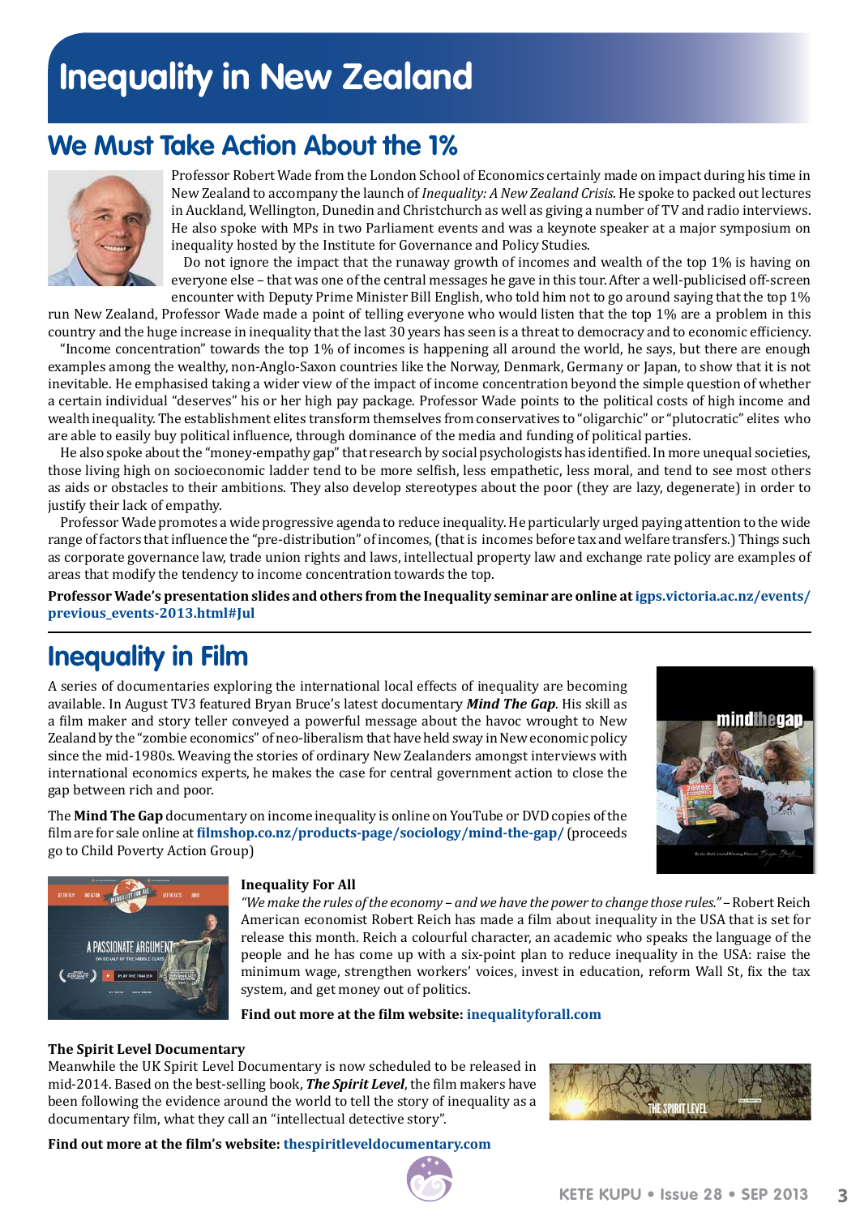# Inequality in New Zealand

## We Must Take Action About the 1%

Professor Robert Wade from the London School of Economics certainly made on impact during his time in New Zealand to accompany the launch of *Inequality: A New Zealand Crisis*. He spoke to packed out lectures in Auckland, Wellington, Dunedin and Christchurch as well as giving a number of TV and radio interviews. He also spoke with MPs in two Parliament events and was a keynote speaker at a major symposium on inequality hosted by the Institute for Governance and Policy Studies.

Do not ignore the impact that the runaway growth of incomes and wealth of the top 1% is having on everyone else – that was one of the central messages he gave in this tour. After a well-publicised off-screen encounter with Deputy Prime Minister Bill English, who told him not to go around saying that the top 1% run New Zealand, Professor Wade made a point of telling everyone who would listen that the top 1% are a problem in this country and the huge increase in inequality that the last 30 years has seen is a threat to democracy and to economic efficiency.

"Income concentration" towards the top 1% of incomes is happening all around the world, he says, but there are enough examples among the wealthy, non-Anglo-Saxon countries like the Norway, Denmark, Germany or Japan, to show that it is not inevitable. He emphasised taking a wider view of the impact of income concentration beyond the simple question of whether a certain individual "deserves" his or her high pay package. Professor Wade points to the political costs of high income and wealth inequality. The establishment elites transform themselves from conservatives to "oligarchic" or "plutocratic" elites who are able to easily buy political influence, through dominance of the media and funding of political parties.

He also spoke about the "money-empathy gap" that research by social psychologists has identified. In more unequal societies, those living high on socioeconomic ladder tend to be more selfish, less empathetic, less moral, and tend to see most others as aids or obstacles to their ambitions. They also develop stereotypes about the poor (they are lazy, degenerate) in order to justify their lack of empathy.

Professor Wade promotes a wide progressive agenda to reduce inequality. He particularly urged paying attention to the wide range of factors that influence the "pre-distribution" of incomes, (that is incomes before tax and welfare transfers.) Things such as corporate governance law, trade union rights and laws, intellectual property law and exchange rate policy are examples of areas that modify the tendency to income concentration towards the top.

**Professor Wade's presentation slides and others from the Inequality seminar are online at igps.victoria.ac.nz/events/previous_events-2013.html#Jul**

## Inequality in Film

A series of documentaries exploring the international local effects of inequality are becoming available. In August TV3 featured Bryan Bruce's latest documentary ***Mind The Gap***. His skill as a film maker and story teller conveyed a powerful message about the havoc wrought to New Zealand by the "zombie economics" of neo-liberalism that have held sway in New economic policy since the mid-1980s. Weaving the stories of ordinary New Zealanders amongst interviews with international economics experts, he makes the case for central government action to close the gap between rich and poor.

The **Mind The Gap** documentary on income inequality is online on YouTube or DVD copies of the film are for sale online at **filmshop.co.nz/products-page/sociology/mind-the-gap/** (proceeds go to Child Poverty Action Group)

### Inequality For All

*"We make the rules of the economy – and we have the power to change those rules."* – Robert Reich

American economist Robert Reich has made a film about inequality in the USA that is set for release this month. Reich a colourful character, an academic who speaks the language of the people and he has come up with a six-point plan to reduce inequality in the USA: raise the minimum wage, strengthen workers' voices, invest in education, reform Wall St, fix the tax system, and get money out of politics.

**Find out more at the film website: inequalityforall.com**

### The Spirit Level Documentary

Meanwhile the UK Spirit Level Documentary is now scheduled to be released in mid-2014. Based on the best-selling book, ***The Spirit Level***, the film makers have been following the evidence around the world to tell the story of inequality as a documentary film, what they call an "intellectual detective story".

**Find out more at the film's website: thespiritleveldocumentary.com**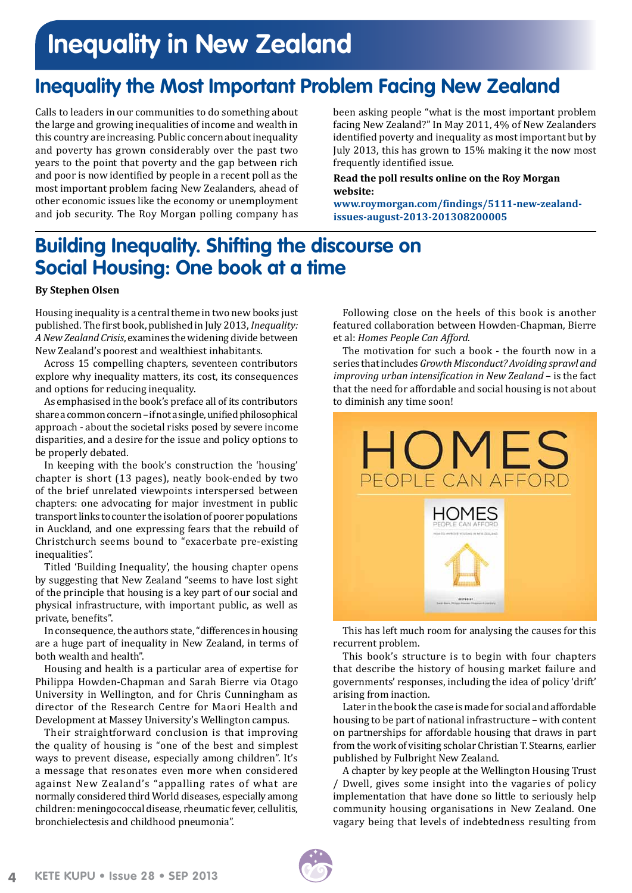# Inequality in New Zealand

## Inequality the Most Important Problem Facing New Zealand

Calls to leaders in our communities to do something about the large and growing inequalities of income and wealth in this country are increasing. Public concern about inequality and poverty has grown considerably over the past two years to the point that poverty and the gap between rich and poor is now identified by people in a recent poll as the most important problem facing New Zealanders, ahead of other economic issues like the economy or unemployment and job security. The Roy Morgan polling company has been asking people "what is the most important problem facing New Zealand?" In May 2011, 4% of New Zealanders identified poverty and inequality as most important but by July 2013, this has grown to 15% making it the now most frequently identified issue.

**Read the poll results online on the Roy Morgan website:**
**www.roymorgan.com/findings/5111-new-zealand-issues-august-2013-201308200005**

## Building Inequality. Shifting the discourse on Social Housing: One book at a time

**By Stephen Olsen**

Housing inequality is a central theme in two new books just published. The first book, published in July 2013, *Inequality: A New Zealand Crisis*, examines the widening divide between New Zealand's poorest and wealthiest inhabitants.

Across 15 compelling chapters, seventeen contributors explore why inequality matters, its cost, its consequences and options for reducing inequality.

As emphasised in the book's preface all of its contributors share a common concern – if not a single, unified philosophical approach - about the societal risks posed by severe income disparities, and a desire for the issue and policy options to be properly debated.

In keeping with the book's construction the 'housing' chapter is short (13 pages), neatly book-ended by two of the brief unrelated viewpoints interspersed between chapters: one advocating for major investment in public transport links to counter the isolation of poorer populations in Auckland, and one expressing fears that the rebuild of Christchurch seems bound to "exacerbate pre-existing inequalities".

Titled 'Building Inequality', the housing chapter opens by suggesting that New Zealand "seems to have lost sight of the principle that housing is a key part of our social and physical infrastructure, with important public, as well as private, benefits".

In consequence, the authors state, "differences in housing are a huge part of inequality in New Zealand, in terms of both wealth and health".

Housing and health is a particular area of expertise for Philippa Howden-Chapman and Sarah Bierre via Otago University in Wellington, and for Chris Cunningham as director of the Research Centre for Maori Health and Development at Massey University's Wellington campus.

Their straightforward conclusion is that improving the quality of housing is "one of the best and simplest ways to prevent disease, especially among children". It's a message that resonates even more when considered against New Zealand's "appalling rates of what are normally considered third World diseases, especially among children: meningococcal disease, rheumatic fever, cellulitis, bronchielectesis and childhood pneumonia".

Following close on the heels of this book is another featured collaboration between Howden-Chapman, Bierre et al: *Homes People Can Afford.*

The motivation for such a book - the fourth now in a series that includes *Growth Misconduct? Avoiding sprawl and improving urban intensification in New Zealand* – is the fact that the need for affordable and social housing is not about to diminish any time soon!

This has left much room for analysing the causes for this recurrent problem.

This book's structure is to begin with four chapters that describe the history of housing market failure and governments' responses, including the idea of policy 'drift' arising from inaction.

Later in the book the case is made for social and affordable housing to be part of national infrastructure – with content on partnerships for affordable housing that draws in part from the work of visiting scholar Christian T. Stearns, earlier published by Fulbright New Zealand.

A chapter by key people at the Wellington Housing Trust / Dwell, gives some insight into the vagaries of policy implementation that have done so little to seriously help community housing organisations in New Zealand. One vagary being that levels of indebtedness resulting from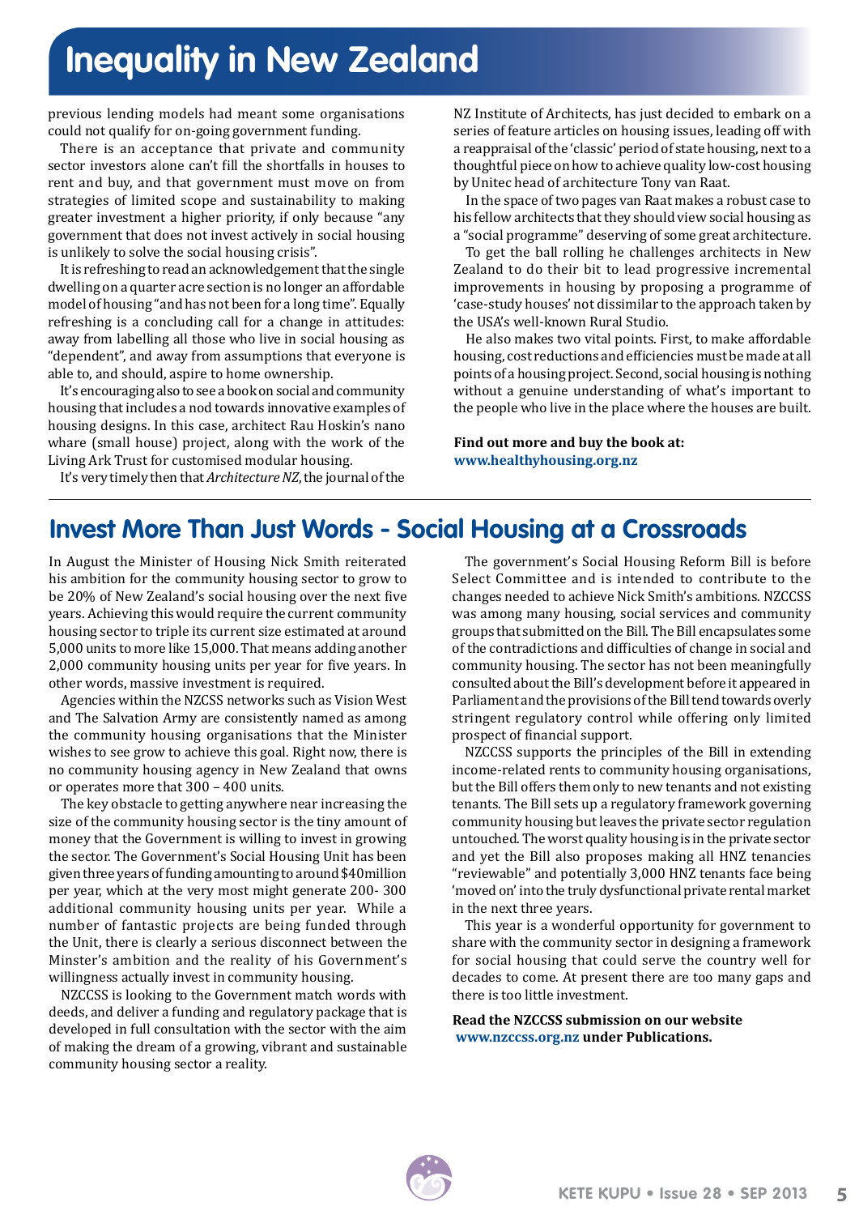# Inequality in New Zealand

previous lending models had meant some organisations could not qualify for on-going government funding.

There is an acceptance that private and community sector investors alone can't fill the shortfalls in houses to rent and buy, and that government must move on from strategies of limited scope and sustainability to making greater investment a higher priority, if only because "any government that does not invest actively in social housing is unlikely to solve the social housing crisis".

It is refreshing to read an acknowledgement that the single dwelling on a quarter acre section is no longer an affordable model of housing "and has not been for a long time". Equally refreshing is a concluding call for a change in attitudes: away from labelling all those who live in social housing as "dependent", and away from assumptions that everyone is able to, and should, aspire to home ownership.

It's encouraging also to see a book on social and community housing that includes a nod towards innovative examples of housing designs. In this case, architect Rau Hoskin's nano whare (small house) project, along with the work of the Living Ark Trust for customised modular housing.

It's very timely then that *Architecture NZ*, the journal of the NZ Institute of Architects, has just decided to embark on a series of feature articles on housing issues, leading off with a reappraisal of the 'classic' period of state housing, next to a thoughtful piece on how to achieve quality low-cost housing by Unitec head of architecture Tony van Raat.

In the space of two pages van Raat makes a robust case to his fellow architects that they should view social housing as a "social programme" deserving of some great architecture.

To get the ball rolling he challenges architects in New Zealand to do their bit to lead progressive incremental improvements in housing by proposing a programme of 'case-study houses' not dissimilar to the approach taken by the USA's well-known Rural Studio.

He also makes two vital points. First, to make affordable housing, cost reductions and efficiencies must be made at all points of a housing project. Second, social housing is nothing without a genuine understanding of what's important to the people who live in the place where the houses are built.

**Find out more and buy the book at: www.healthyhousing.org.nz**

## Invest More Than Just Words - Social Housing at a Crossroads

In August the Minister of Housing Nick Smith reiterated his ambition for the community housing sector to grow to be 20% of New Zealand's social housing over the next five years. Achieving this would require the current community housing sector to triple its current size estimated at around 5,000 units to more like 15,000. That means adding another 2,000 community housing units per year for five years. In other words, massive investment is required.

Agencies within the NZCCSS networks such as Vision West and The Salvation Army are consistently named as among the community housing organisations that the Minister wishes to see grow to achieve this goal. Right now, there is no community housing agency in New Zealand that owns or operates more that 300 – 400 units.

The key obstacle to getting anywhere near increasing the size of the community housing sector is the tiny amount of money that the Government is willing to invest in growing the sector. The Government's Social Housing Unit has been given three years of funding amounting to around $40million per year, which at the very most might generate 200- 300 additional community housing units per year. While a number of fantastic projects are being funded through the Unit, there is clearly a serious disconnect between the Minster's ambition and the reality of his Government's willingness actually invest in community housing.

NZCCSS is looking to the Government match words with deeds, and deliver a funding and regulatory package that is developed in full consultation with the sector with the aim of making the dream of a growing, vibrant and sustainable community housing sector a reality.

The government's Social Housing Reform Bill is before Select Committee and is intended to contribute to the changes needed to achieve Nick Smith's ambitions. NZCCSS was among many housing, social services and community groups that submitted on the Bill. The Bill encapsulates some of the contradictions and difficulties of change in social and community housing. The sector has not been meaningfully consulted about the Bill's development before it appeared in Parliament and the provisions of the Bill tend towards overly stringent regulatory control while offering only limited prospect of financial support.

NZCCSS supports the principles of the Bill in extending income-related rents to community housing organisations, but the Bill offers them only to new tenants and not existing tenants. The Bill sets up a regulatory framework governing community housing but leaves the private sector regulation untouched. The worst quality housing is in the private sector and yet the Bill also proposes making all HNZ tenancies "reviewable" and potentially 3,000 HNZ tenants face being 'moved on' into the truly dysfunctional private rental market in the next three years.

This year is a wonderful opportunity for government to share with the community sector in designing a framework for social housing that could serve the country well for decades to come. At present there are too many gaps and there is too little investment.

**Read the NZCCSS submission on our website www.nzccss.org.nz under Publications.**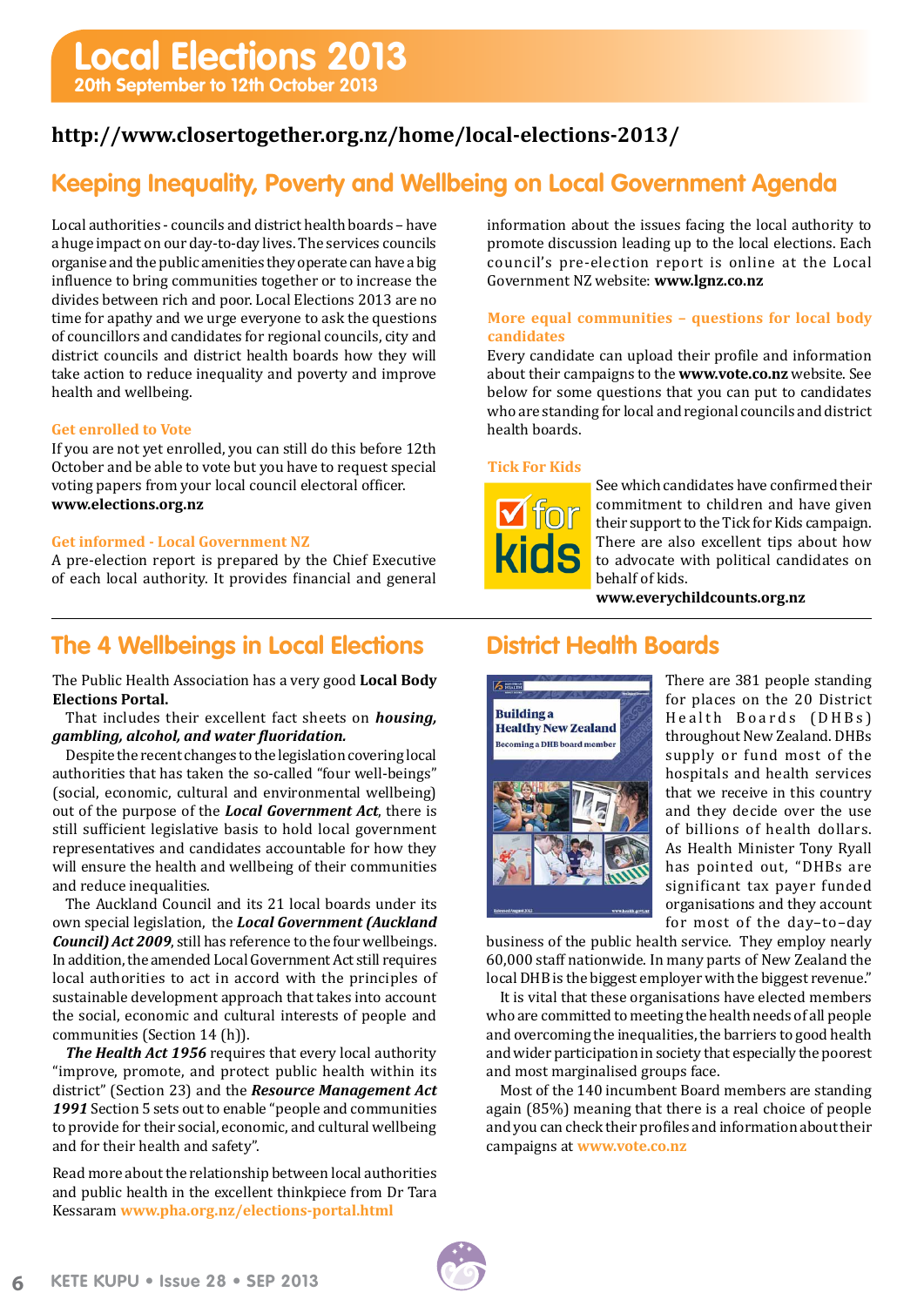# Local Elections 2013

20th September to 12th October 2013

**http://www.closertogether.org.nz/home/local-elections-2013/**

## Keeping Inequality, Poverty and Wellbeing on Local Government Agenda

Local authorities - councils and district health boards – have a huge impact on our day-to-day lives. The services councils organise and the public amenities they operate can have a big influence to bring communities together or to increase the divides between rich and poor. Local Elections 2013 are no time for apathy and we urge everyone to ask the questions of councillors and candidates for regional councils, city and district councils and district health boards how they will take action to reduce inequality and poverty and improve health and wellbeing.

### Get enrolled to Vote

If you are not yet enrolled, you can still do this before 12th October and be able to vote but you have to request special voting papers from your local council electoral officer. **www.elections.org.nz**

### Get informed - Local Government NZ

A pre-election report is prepared by the Chief Executive of each local authority. It provides financial and general information about the issues facing the local authority to promote discussion leading up to the local elections. Each council's pre-election report is online at the Local Government NZ website: **www.lgnz.co.nz**

### More equal communities – questions for local body candidates

Every candidate can upload their profile and information about their campaigns to the **www.vote.co.nz** website. See below for some questions that you can put to candidates who are standing for local and regional councils and district health boards.

### Tick For Kids

See which candidates have confirmed their commitment to children and have given their support to the Tick for Kids campaign. There are also excellent tips about how to advocate with political candidates on behalf of kids.
**www.everychildcounts.org.nz**

## The 4 Wellbeings in Local Elections

The Public Health Association has a very good **Local Body Elections Portal.**

That includes their excellent fact sheets on ***housing, gambling, alcohol, and water fluoridation.***

Despite the recent changes to the legislation covering local authorities that has taken the so-called "four well-beings" (social, economic, cultural and environmental wellbeing) out of the purpose of the ***Local Government Act***, there is still sufficient legislative basis to hold local government representatives and candidates accountable for how they will ensure the health and wellbeing of their communities and reduce inequalities.

The Auckland Council and its 21 local boards under its own special legislation, the ***Local Government (Auckland Council) Act 2009***, still has reference to the four wellbeings. In addition, the amended Local Government Act still requires local authorities to act in accord with the principles of sustainable development approach that takes into account the social, economic and cultural interests of people and communities (Section 14 (h)).

***The Health Act 1956*** requires that every local authority "improve, promote, and protect public health within its district" (Section 23) and the ***Resource Management Act 1991*** Section 5 sets out to enable "people and communities to provide for their social, economic, and cultural wellbeing and for their health and safety".

Read more about the relationship between local authorities and public health in the excellent thinkpiece from Dr Tara Kessaram **www.pha.org.nz/elections-portal.html**

## District Health Boards

There are 381 people standing for places on the 20 District Health Boards (DHBs) throughout New Zealand. DHBs supply or fund most of the hospitals and health services that we receive in this country and they decide over the use of billions of health dollars. As Health Minister Tony Ryall has pointed out, "DHBs are significant tax payer funded organisations and they account for most of the day–to–day business of the public health service. They employ nearly 60,000 staff nationwide. In many parts of New Zealand the local DHB is the biggest employer with the biggest revenue."

It is vital that these organisations have elected members who are committed to meeting the health needs of all people and overcoming the inequalities, the barriers to good health and wider participation in society that especially the poorest and most marginalised groups face.

Most of the 140 incumbent Board members are standing again (85%) meaning that there is a real choice of people and you can check their profiles and information about their campaigns at **www.vote.co.nz**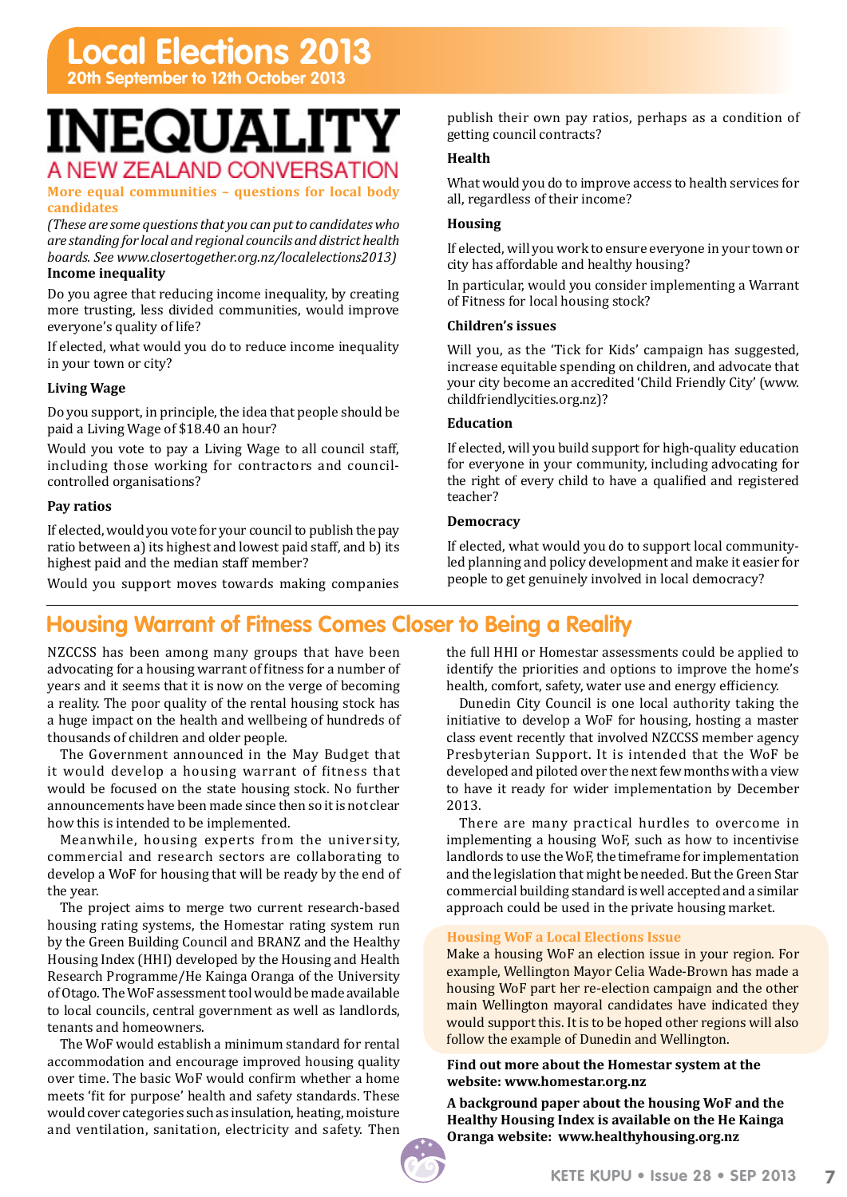# Local Elections 2013

**20th September to 12th October 2013**

# INEQUALITY

## A NEW ZEALAND CONVERSATION

**More equal communities – questions for local body candidates**

*(These are some questions that you can put to candidates who are standing for local and regional councils and district health boards. See www.closertogether.org.nz/localelections2013)*

### Income inequality

Do you agree that reducing income inequality, by creating more trusting, less divided communities, would improve everyone's quality of life?

If elected, what would you do to reduce income inequality in your town or city?

### Living Wage

Do you support, in principle, the idea that people should be paid a Living Wage of $18.40 an hour?

Would you vote to pay a Living Wage to all council staff, including those working for contractors and council-controlled organisations?

### Pay ratios

If elected, would you vote for your council to publish the pay ratio between a) its highest and lowest paid staff, and b) its highest paid and the median staff member?

Would you support moves towards making companies publish their own pay ratios, perhaps as a condition of getting council contracts?

### Health

What would you do to improve access to health services for all, regardless of their income?

### Housing

If elected, will you work to ensure everyone in your town or city has affordable and healthy housing?

In particular, would you consider implementing a Warrant of Fitness for local housing stock?

### Children's issues

Will you, as the 'Tick for Kids' campaign has suggested, increase equitable spending on children, and advocate that your city become an accredited 'Child Friendly City' (www.childfriendlycities.org.nz)?

### Education

If elected, will you build support for high-quality education for everyone in your community, including advocating for the right of every child to have a qualified and registered teacher?

### Democracy

If elected, what would you do to support local community-led planning and policy development and make it easier for people to get genuinely involved in local democracy?

# Housing Warrant of Fitness Comes Closer to Being a Reality

NZCCSS has been among many groups that have been advocating for a housing warrant of fitness for a number of years and it seems that it is now on the verge of becoming a reality. The poor quality of the rental housing stock has a huge impact on the health and wellbeing of hundreds of thousands of children and older people.

The Government announced in the May Budget that it would develop a housing warrant of fitness that would be focused on the state housing stock. No further announcements have been made since then so it is not clear how this is intended to be implemented.

Meanwhile, housing experts from the university, commercial and research sectors are collaborating to develop a WoF for housing that will be ready by the end of the year.

The project aims to merge two current research-based housing rating systems, the Homestar rating system run by the Green Building Council and BRANZ and the Healthy Housing Index (HHI) developed by the Housing and Health Research Programme/He Kainga Oranga of the University of Otago. The WoF assessment tool would be made available to local councils, central government as well as landlords, tenants and homeowners.

The WoF would establish a minimum standard for rental accommodation and encourage improved housing quality over time. The basic WoF would confirm whether a home meets 'fit for purpose' health and safety standards. These would cover categories such as insulation, heating, moisture and ventilation, sanitation, electricity and safety. Then the full HHI or Homestar assessments could be applied to identify the priorities and options to improve the home's health, comfort, safety, water use and energy efficiency.

Dunedin City Council is one local authority taking the initiative to develop a WoF for housing, hosting a master class event recently that involved NZCCSS member agency Presbyterian Support. It is intended that the WoF be developed and piloted over the next few months with a view to have it ready for wider implementation by December 2013.

There are many practical hurdles to overcome in implementing a housing WoF, such as how to incentivise landlords to use the WoF, the timeframe for implementation and the legislation that might be needed. But the Green Star commercial building standard is well accepted and a similar approach could be used in the private housing market.

**Housing WoF a Local Elections Issue**

Make a housing WoF an election issue in your region. For example, Wellington Mayor Celia Wade-Brown has made a housing WoF part her re-election campaign and the other main Wellington mayoral candidates have indicated they would support this. It is to be hoped other regions will also follow the example of Dunedin and Wellington.

**Find out more about the Homestar system at the website: www.homestar.org.nz**

**A background paper about the housing WoF and the Healthy Housing Index is available on the He Kainga Oranga website: www.healthyhousing.org.nz**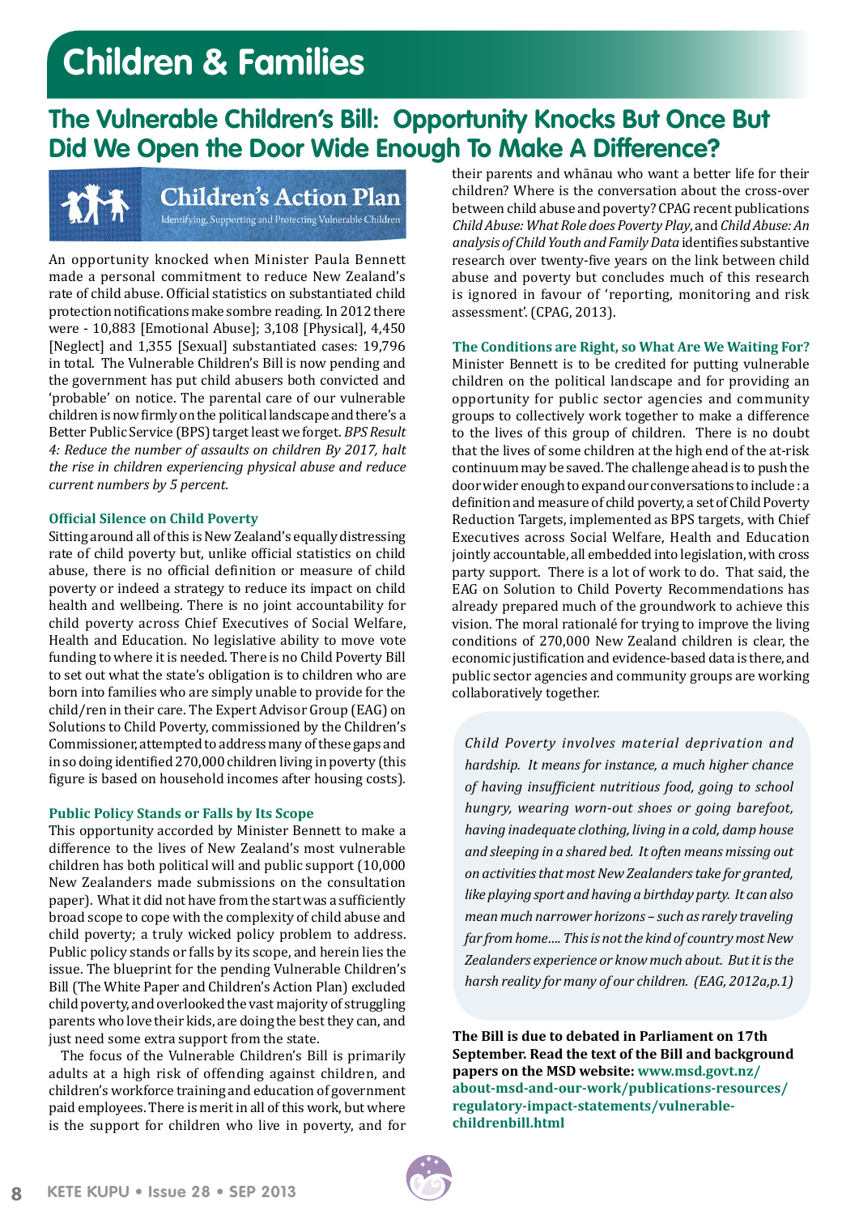# Children & Families

## The Vulnerable Children's Bill: Opportunity Knocks But Once But Did We Open the Door Wide Enough To Make A Difference?

**Children's Action Plan**
Identifying, Supporting and Protecting Vulnerable Children

An opportunity knocked when Minister Paula Bennett made a personal commitment to reduce New Zealand's rate of child abuse. Official statistics on substantiated child protection notifications make sombre reading. In 2012 there were - 10,883 [Emotional Abuse]; 3,108 [Physical], 4,450 [Neglect] and 1,355 [Sexual] substantiated cases: 19,796 in total. The Vulnerable Children's Bill is now pending and the government has put child abusers both convicted and 'probable' on notice. The parental care of our vulnerable children is now firmly on the political landscape and there's a Better Public Service (BPS) target least we forget. *BPS Result 4: Reduce the number of assaults on children By 2017, halt the rise in children experiencing physical abuse and reduce current numbers by 5 percent.*

### Official Silence on Child Poverty

Sitting around all of this is New Zealand's equally distressing rate of child poverty but, unlike official statistics on child abuse, there is no official definition or measure of child poverty or indeed a strategy to reduce its impact on child health and wellbeing. There is no joint accountability for child poverty across Chief Executives of Social Welfare, Health and Education. No legislative ability to move vote funding to where it is needed. There is no Child Poverty Bill to set out what the state's obligation is to children who are born into families who are simply unable to provide for the child/ren in their care. The Expert Advisor Group (EAG) on Solutions to Child Poverty, commissioned by the Children's Commissioner, attempted to address many of these gaps and in so doing identified 270,000 children living in poverty (this figure is based on household incomes after housing costs).

### Public Policy Stands or Falls by Its Scope

This opportunity accorded by Minister Bennett to make a difference to the lives of New Zealand's most vulnerable children has both political will and public support (10,000 New Zealanders made submissions on the consultation paper). What it did not have from the start was a sufficiently broad scope to cope with the complexity of child abuse and child poverty; a truly wicked policy problem to address. Public policy stands or falls by its scope, and herein lies the issue. The blueprint for the pending Vulnerable Children's Bill (The White Paper and Children's Action Plan) excluded child poverty, and overlooked the vast majority of struggling parents who love their kids, are doing the best they can, and just need some extra support from the state.

The focus of the Vulnerable Children's Bill is primarily adults at a high risk of offending against children, and children's workforce training and education of government paid employees. There is merit in all of this work, but where is the support for children who live in poverty, and for their parents and whānau who want a better life for their children? Where is the conversation about the cross-over between child abuse and poverty? CPAG recent publications *Child Abuse: What Role does Poverty Play*, and *Child Abuse: An analysis of Child Youth and Family Data* identifies substantive research over twenty-five years on the link between child abuse and poverty but concludes much of this research is ignored in favour of 'reporting, monitoring and risk assessment'. (CPAG, 2013).

### The Conditions are Right, so What Are We Waiting For?

Minister Bennett is to be credited for putting vulnerable children on the political landscape and for providing an opportunity for public sector agencies and community groups to collectively work together to make a difference to the lives of this group of children. There is no doubt that the lives of some children at the high end of the at-risk continuum may be saved. The challenge ahead is to push the door wider enough to expand our conversations to include : a definition and measure of child poverty, a set of Child Poverty Reduction Targets, implemented as BPS targets, with Chief Executives across Social Welfare, Health and Education jointly accountable, all embedded into legislation, with cross party support. There is a lot of work to do. That said, the EAG on Solution to Child Poverty Recommendations has already prepared much of the groundwork to achieve this vision. The moral rationalé for trying to improve the living conditions of 270,000 New Zealand children is clear, the economic justification and evidence-based data is there, and public sector agencies and community groups are working collaboratively together.

> *Child Poverty involves material deprivation and hardship. It means for instance, a much higher chance of having insufficient nutritious food, going to school hungry, wearing worn-out shoes or going barefoot, having inadequate clothing, living in a cold, damp house and sleeping in a shared bed. It often means missing out on activities that most New Zealanders take for granted, like playing sport and having a birthday party. It can also mean much narrower horizons – such as rarely traveling far from home…. This is not the kind of country most New Zealanders experience or know much about. But it is the harsh reality for many of our children. (EAG, 2012a,p.1)*

**The Bill is due to debated in Parliament on 17th September. Read the text of the Bill and background papers on the MSD website: www.msd.govt.nz/about-msd-and-our-work/publications-resources/regulatory-impact-statements/vulnerable-childrenbill.html**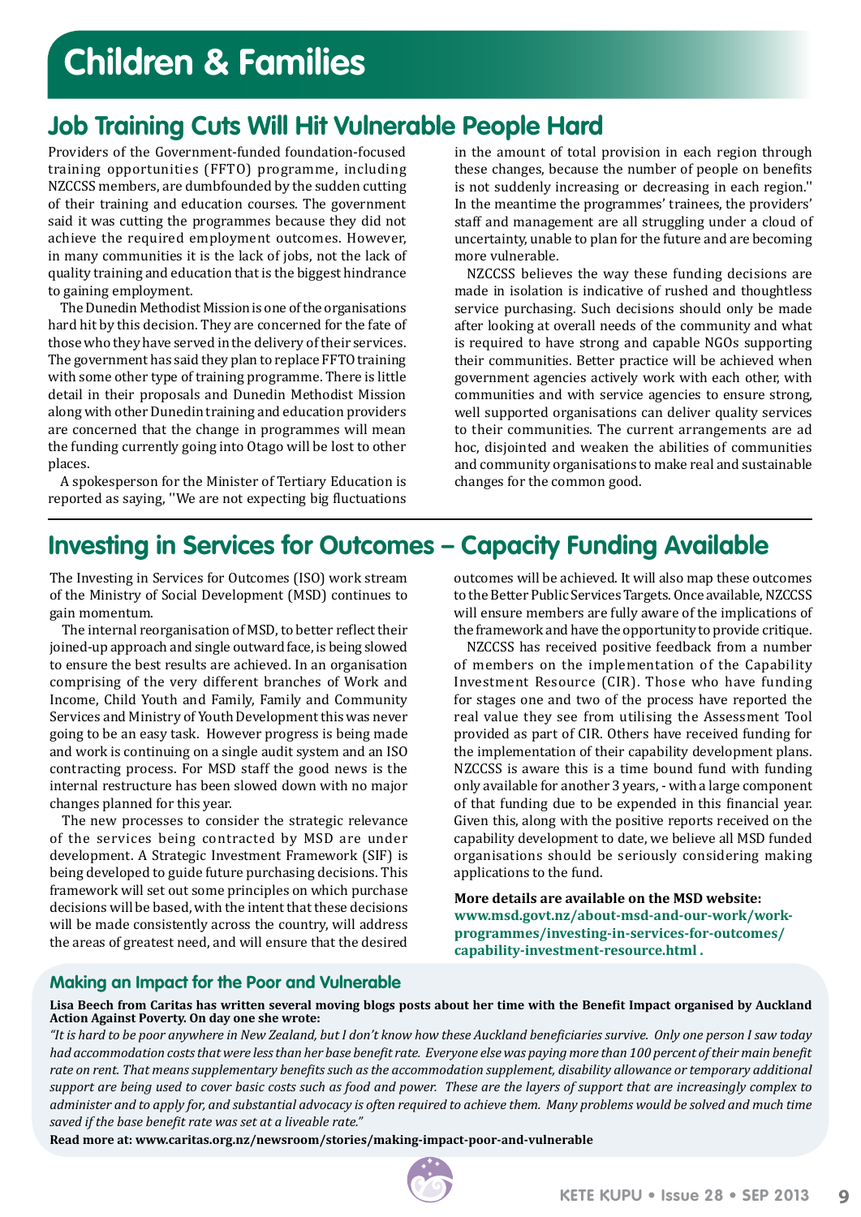# Children & Families

## Job Training Cuts Will Hit Vulnerable People Hard

Providers of the Government-funded foundation-focused training opportunities (FFTO) programme, including NZCCSS members, are dumbfounded by the sudden cutting of their training and education courses. The government said it was cutting the programmes because they did not achieve the required employment outcomes. However, in many communities it is the lack of jobs, not the lack of quality training and education that is the biggest hindrance to gaining employment.

The Dunedin Methodist Mission is one of the organisations hard hit by this decision. They are concerned for the fate of those who they have served in the delivery of their services. The government has said they plan to replace FFTO training with some other type of training programme. There is little detail in their proposals and Dunedin Methodist Mission along with other Dunedin training and education providers are concerned that the change in programmes will mean the funding currently going into Otago will be lost to other places.

A spokesperson for the Minister of Tertiary Education is reported as saying, "We are not expecting big fluctuations in the amount of total provision in each region through these changes, because the number of people on benefits is not suddenly increasing or decreasing in each region." In the meantime the programmes' trainees, the providers' staff and management are all struggling under a cloud of uncertainty, unable to plan for the future and are becoming more vulnerable.

NZCCSS believes the way these funding decisions are made in isolation is indicative of rushed and thoughtless service purchasing. Such decisions should only be made after looking at overall needs of the community and what is required to have strong and capable NGOs supporting their communities. Better practice will be achieved when government agencies actively work with each other, with communities and with service agencies to ensure strong, well supported organisations can deliver quality services to their communities. The current arrangements are ad hoc, disjointed and weaken the abilities of communities and community organisations to make real and sustainable changes for the common good.

## Investing in Services for Outcomes – Capacity Funding Available

The Investing in Services for Outcomes (ISO) work stream of the Ministry of Social Development (MSD) continues to gain momentum.

The internal reorganisation of MSD, to better reflect their joined-up approach and single outward face, is being slowed to ensure the best results are achieved. In an organisation comprising of the very different branches of Work and Income, Child Youth and Family, Family and Community Services and Ministry of Youth Development this was never going to be an easy task. However progress is being made and work is continuing on a single audit system and an ISO contracting process. For MSD staff the good news is the internal restructure has been slowed down with no major changes planned for this year.

The new processes to consider the strategic relevance of the services being contracted by MSD are under development. A Strategic Investment Framework (SIF) is being developed to guide future purchasing decisions. This framework will set out some principles on which purchase decisions will be based, with the intent that these decisions will be made consistently across the country, will address the areas of greatest need, and will ensure that the desired outcomes will be achieved. It will also map these outcomes to the Better Public Services Targets. Once available, NZCCSS will ensure members are fully aware of the implications of the framework and have the opportunity to provide critique.

NZCCSS has received positive feedback from a number of members on the implementation of the Capability Investment Resource (CIR). Those who have funding for stages one and two of the process have reported the real value they see from utilising the Assessment Tool provided as part of CIR. Others have received funding for the implementation of their capability development plans. NZCCSS is aware this is a time bound fund with funding only available for another 3 years, - with a large component of that funding due to be expended in this financial year. Given this, along with the positive reports received on the capability development to date, we believe all MSD funded organisations should be seriously considering making applications to the fund.

**More details are available on the MSD website:**
**www.msd.govt.nz/about-msd-and-our-work/work-programmes/investing-in-services-for-outcomes/capability-investment-resource.html .**

### Making an Impact for the Poor and Vulnerable

**Lisa Beech from Caritas has written several moving blogs posts about her time with the Benefit Impact organised by Auckland Action Against Poverty. On day one she wrote:**

*"It is hard to be poor anywhere in New Zealand, but I don't know how these Auckland beneficiaries survive. Only one person I saw today had accommodation costs that were less than her base benefit rate. Everyone else was paying more than 100 percent of their main benefit rate on rent. That means supplementary benefits such as the accommodation supplement, disability allowance or temporary additional support are being used to cover basic costs such as food and power. These are the layers of support that are increasingly complex to administer and to apply for, and substantial advocacy is often required to achieve them. Many problems would be solved and much time saved if the base benefit rate was set at a liveable rate."*

**Read more at: www.caritas.org.nz/newsroom/stories/making-impact-poor-and-vulnerable**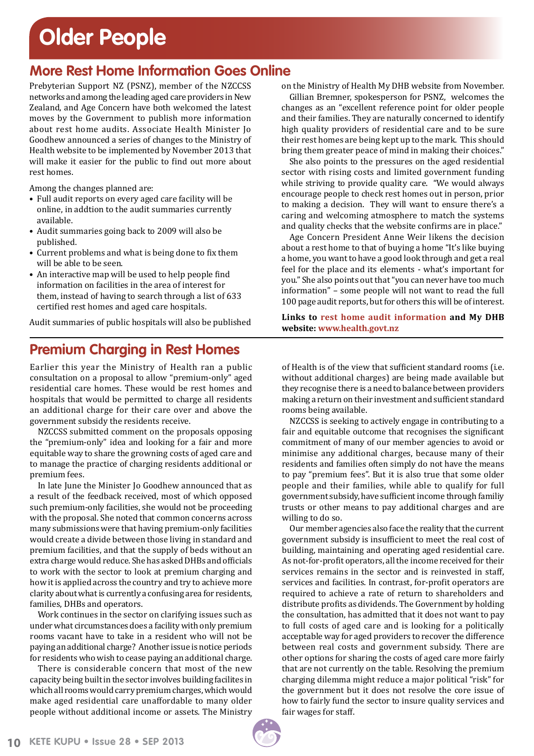# Older People

## More Rest Home Information Goes Online

Prebyterian Support NZ (PSNZ), member of the NZCCSS networks and among the leading aged care providers in New Zealand, and Age Concern have both welcomed the latest moves by the Government to publish more information about rest home audits. Associate Health Minister Jo Goodhew announced a series of changes to the Ministry of Health website to be implemented by November 2013 that will make it easier for the public to find out more about rest homes.

Among the changes planned are:

- Full audit reports on every aged care facility will be online, in addtion to the audit summaries currently available.
- Audit summaries going back to 2009 will also be published.
- Current problems and what is being done to fix them will be able to be seen.
- An interactive map will be used to help people find information on facilities in the area of interest for them, instead of having to search through a list of 633 certified rest homes and aged care hospitals.

Audit summaries of public hospitals will also be published on the Ministry of Health My DHB website from November.

Gillian Bremner, spokesperson for PSNZ, welcomes the changes as an "excellent reference point for older people and their families. They are naturally concerned to identify high quality providers of residential care and to be sure their rest homes are being kept up to the mark. This should bring them greater peace of mind in making their choices."

She also points to the pressures on the aged residential sector with rising costs and limited government funding while striving to provide quality care. "We would always encourage people to check rest homes out in person, prior to making a decision. They will want to ensure there's a caring and welcoming atmosphere to match the systems and quality checks that the website confirms are in place."

Age Concern President Anne Weir likens the decision about a rest home to that of buying a home "It's like buying a home, you want to have a good look through and get a real feel for the place and its elements - what's important for you." She also points out that "you can never have too much information" – some people will not want to read the full 100 page audit reports, but for others this will be of interest.

**Links to rest home audit information and My DHB website: www.health.govt.nz**

## Premium Charging in Rest Homes

Earlier this year the Ministry of Health ran a public consultation on a proposal to allow "premium-only" aged residential care homes. These would be rest homes and hospitals that would be permitted to charge all residents an additional charge for their care over and above the government subsidy the residents receive.

NZCCSS submitted comment on the proposals opposing the "premium-only" idea and looking for a fair and more equitable way to share the growning costs of aged care and to manage the practice of charging residents additional or premium fees.

In late June the Minister Jo Goodhew announced that as a result of the feedback received, most of which opposed such premium-only facilities, she would not be proceeding with the proposal. She noted that common concerns across many submissions were that having premium-only facilities would create a divide between those living in standard and premium facilities, and that the supply of beds without an extra charge would reduce. She has asked DHBs and officials to work with the sector to look at premium charging and how it is applied across the country and try to achieve more clarity about what is currently a confusing area for residents, families, DHBs and operators.

Work continues in the sector on clarifying issues such as under what circumstances does a facility with only premium rooms vacant have to take in a resident who will not be paying an additional charge? Another issue is notice periods for residents who wish to cease paying an additional charge.

There is considerable concern that most of the new capacity being built in the sector involves building facilites in which all rooms would carry premium charges, which would make aged residential care unaffordable to many older people without additional income or assets. The Ministry of Health is of the view that sufficient standard rooms (i.e. without additional charges) are being made available but they recognise there is a need to balance between providers making a return on their investment and sufficient standard rooms being available.

NZCCSS is seeking to actively engage in contributing to a fair and equitable outcome that recognises the significant commitment of many of our member agencies to avoid or minimise any additional charges, because many of their residents and families often simply do not have the means to pay "premium fees". But it is also true that some older people and their families, while able to qualify for full government subsidy, have sufficient income through familiy trusts or other means to pay additional charges and are willing to do so.

Our member agencies also face the reality that the current government subsidy is insufficient to meet the real cost of building, maintaining and operating aged residential care. As not-for-profit operators, all the income received for their services remains in the sector and is reinvested in staff, services and facilities. In contrast, for-profit operators are required to achieve a rate of return to shareholders and distribute profits as dividends. The Government by holding the consultation, has admitted that it does not want to pay to full costs of aged care and is looking for a politically acceptable way for aged providers to recover the difference between real costs and government subsidy. There are other options for sharing the costs of aged care more fairly that are not currently on the table. Resolving the premium charging dilemma might reduce a major political "risk" for the government but it does not resolve the core issue of how to fairly fund the sector to insure quality services and fair wages for staff.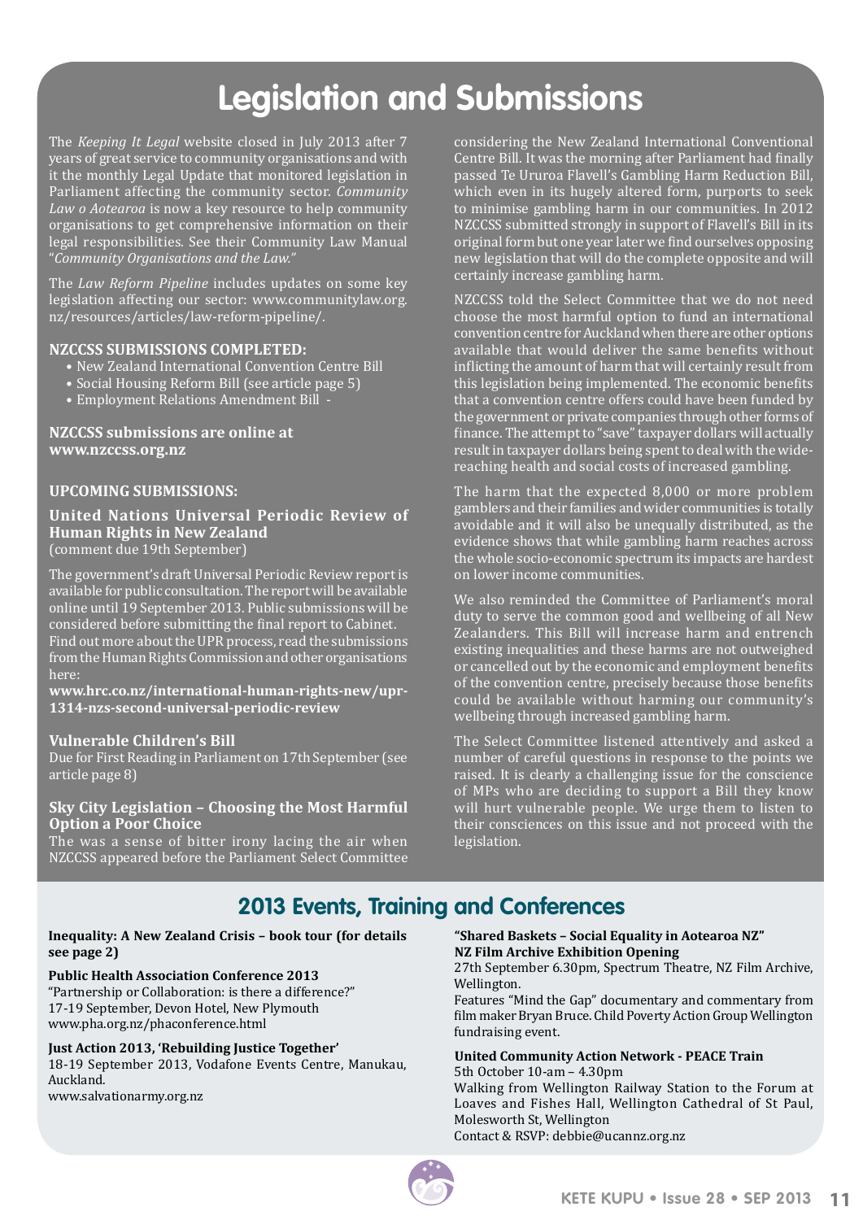# Legislation and Submissions

The *Keeping It Legal* website closed in July 2013 after 7 years of great service to community organisations and with it the monthly Legal Update that monitored legislation in Parliament affecting the community sector. *Community Law o Aotearoa* is now a key resource to help community organisations to get comprehensive information on their legal responsibilities. See their Community Law Manual "*Community Organisations and the Law.*"

The *Law Reform Pipeline* includes updates on some key legislation affecting our sector: www.communitylaw.org.nz/resources/articles/law-reform-pipeline/.

**NZCCSS SUBMISSIONS COMPLETED:**

- New Zealand International Convention Centre Bill
- Social Housing Reform Bill (see article page 5)
- Employment Relations Amendment Bill -

**NZCCSS submissions are online at www.nzccss.org.nz**

**UPCOMING SUBMISSIONS:**

**United Nations Universal Periodic Review of Human Rights in New Zealand**
(comment due 19th September)

The government's draft Universal Periodic Review report is available for public consultation. The report will be available online until 19 September 2013. Public submissions will be considered before submitting the final report to Cabinet. Find out more about the UPR process, read the submissions from the Human Rights Commission and other organisations here:
**www.hrc.co.nz/international-human-rights-new/upr-1314-nzs-second-universal-periodic-review**

**Vulnerable Children's Bill**
Due for First Reading in Parliament on 17th September (see article page 8)

**Sky City Legislation – Choosing the Most Harmful Option a Poor Choice**

The was a sense of bitter irony lacing the air when NZCCSS appeared before the Parliament Select Committee considering the New Zealand International Conventional Centre Bill. It was the morning after Parliament had finally passed Te Ururoa Flavell's Gambling Harm Reduction Bill, which even in its hugely altered form, purports to seek to minimise gambling harm in our communities. In 2012 NZCCSS submitted strongly in support of Flavell's Bill in its original form but one year later we find ourselves opposing new legislation that will do the complete opposite and will certainly increase gambling harm.

NZCCSS told the Select Committee that we do not need choose the most harmful option to fund an international convention centre for Auckland when there are other options available that would deliver the same benefits without inflicting the amount of harm that will certainly result from this legislation being implemented. The economic benefits that a convention centre offers could have been funded by the government or private companies through other forms of finance. The attempt to "save" taxpayer dollars will actually result in taxpayer dollars being spent to deal with the wide-reaching health and social costs of increased gambling.

The harm that the expected 8,000 or more problem gamblers and their families and wider communities is totally avoidable and it will also be unequally distributed, as the evidence shows that while gambling harm reaches across the whole socio-economic spectrum its impacts are hardest on lower income communities.

We also reminded the Committee of Parliament's moral duty to serve the common good and wellbeing of all New Zealanders. This Bill will increase harm and entrench existing inequalities and these harms are not outweighed or cancelled out by the economic and employment benefits of the convention centre, precisely because those benefits could be available without harming our community's wellbeing through increased gambling harm.

The Select Committee listened attentively and asked a number of careful questions in response to the points we raised. It is clearly a challenging issue for the conscience of MPs who are deciding to support a Bill they know will hurt vulnerable people. We urge them to listen to their consciences on this issue and not proceed with the legislation.

## 2013 Events, Training and Conferences

**Inequality: A New Zealand Crisis – book tour (for details see page 2)**

**Public Health Association Conference 2013**
"Partnership or Collaboration: is there a difference?"
17-19 September, Devon Hotel, New Plymouth
www.pha.org.nz/phaconference.html

**Just Action 2013, 'Rebuilding Justice Together'**
18-19 September 2013, Vodafone Events Centre, Manukau, Auckland.
www.salvationarmy.org.nz

**"Shared Baskets – Social Equality in Aotearoa NZ" NZ Film Archive Exhibition Opening**
27th September 6.30pm, Spectrum Theatre, NZ Film Archive, Wellington.
Features "Mind the Gap" documentary and commentary from film maker Bryan Bruce. Child Poverty Action Group Wellington fundraising event.

**United Community Action Network - PEACE Train**
5th October 10-am – 4.30pm
Walking from Wellington Railway Station to the Forum at Loaves and Fishes Hall, Wellington Cathedral of St Paul, Molesworth St, Wellington
Contact & RSVP: debbie@ucannz.org.nz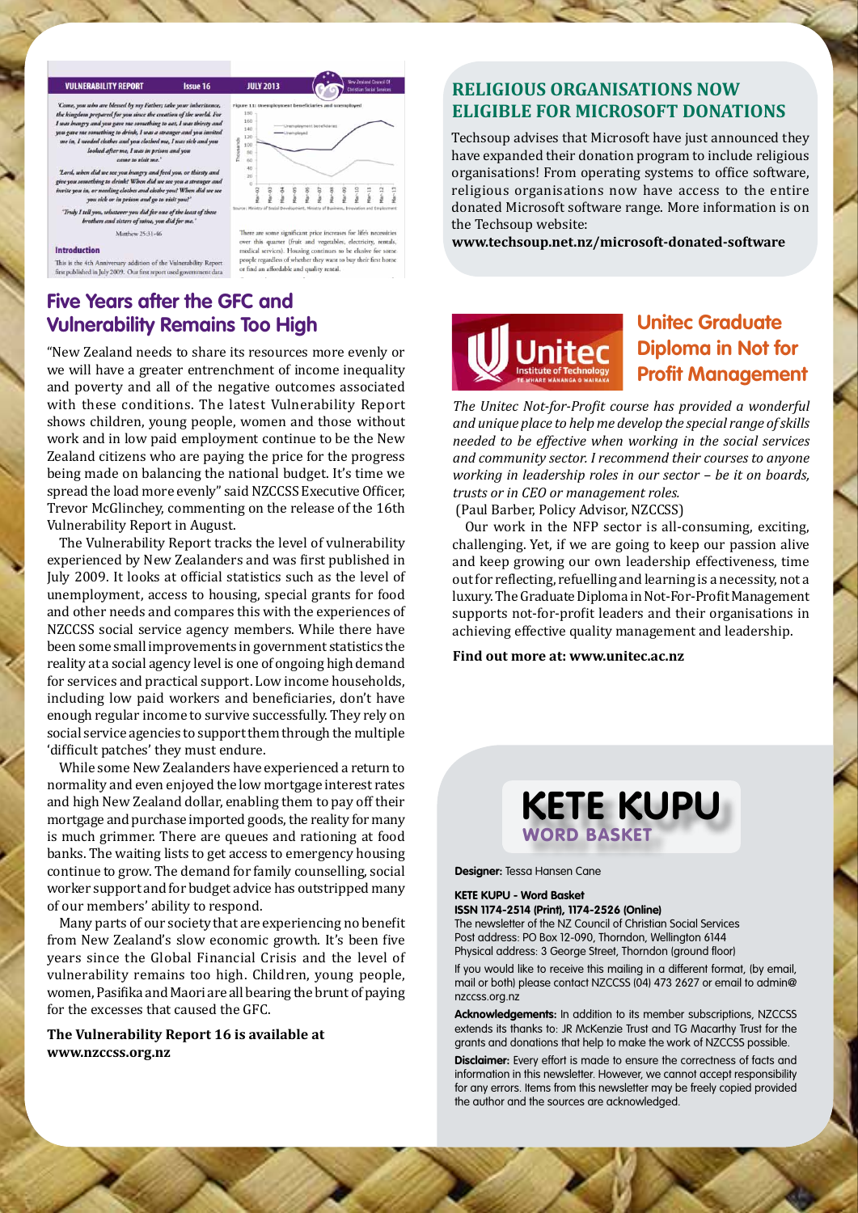VULNERABILITY REPORT Issue 16 JULY 2013

'Come, you who are blessed by my Father; take your inheritance, the kingdom prepared for you since the creation of the world. For I was hungry and you gave me something to eat, I was thirsty and you gave me something to drink, I was a stranger and you invited me in, I needed clothes and you clothed me, I was sick and you looked after me, I was in prison and you came to visit me.'

'Lord, when did we see you hungry and feed you, or thirsty and give you something to drink? When did we see you a stranger and invite you in, or needing clothes and clothe you? When did we see you sick or in prison and go to visit you?'

'Truly I tell you, whatever you did for one of the least of these brothers and sisters of mine, you did for me.'

Matthew 25:31-46

Introduction

This is the 4th Anniversary addition of the Vulnerability Report first published in July 2009. Our first report used government data

Figure 11: Unemployment beneficiaries and unemployed

Unemployment beneficiaries

Unemployed

Thousands

Source: Ministry of Social Development, Ministry of Business, Innovation and Employment

There are some significant price increases for life's necessities over this quarter (fruit and vegetables, electricity, rentals, medical services). Housing continues to be elusive for some people regardless of whether they want to buy their first home or find an affordable and quality rental.

## Five Years after the GFC and Vulnerability Remains Too High

"New Zealand needs to share its resources more evenly or we will have a greater entrenchment of income inequality and poverty and all of the negative outcomes associated with these conditions. The latest Vulnerability Report shows children, young people, women and those without work and in low paid employment continue to be the New Zealand citizens who are paying the price for the progress being made on balancing the national budget. It's time we spread the load more evenly" said NZCCSS Executive Officer, Trevor McGlinchey, commenting on the release of the 16th Vulnerability Report in August.

The Vulnerability Report tracks the level of vulnerability experienced by New Zealanders and was first published in July 2009. It looks at official statistics such as the level of unemployment, access to housing, special grants for food and other needs and compares this with the experiences of NZCCSS social service agency members. While there have been some small improvements in government statistics the reality at a social agency level is one of ongoing high demand for services and practical support. Low income households, including low paid workers and beneficiaries, don't have enough regular income to survive successfully. They rely on social service agencies to support them through the multiple 'difficult patches' they must endure.

While some New Zealanders have experienced a return to normality and even enjoyed the low mortgage interest rates and high New Zealand dollar, enabling them to pay off their mortgage and purchase imported goods, the reality for many is much grimmer. There are queues and rationing at food banks. The waiting lists to get access to emergency housing continue to grow. The demand for family counselling, social worker support and for budget advice has outstripped many of our members' ability to respond.

Many parts of our society that are experiencing no benefit from New Zealand's slow economic growth. It's been five years since the Global Financial Crisis and the level of vulnerability remains too high. Children, young people, women, Pasifika and Maori are all bearing the brunt of paying for the excesses that caused the GFC.

**The Vulnerability Report 16 is available at www.nzccss.org.nz**

## RELIGIOUS ORGANISATIONS NOW ELIGIBLE FOR MICROSOFT DONATIONS

Techsoup advises that Microsoft have just announced they have expanded their donation program to include religious organisations! From operating systems to office software, religious organisations now have access to the entire donated Microsoft software range. More information is on the Techsoup website:

**www.techsoup.net.nz/microsoft-donated-software**

## Unitec Graduate Diploma in Not for Profit Management

*The Unitec Not-for-Profit course has provided a wonderful and unique place to help me develop the special range of skills needed to be effective when working in the social services and community sector. I recommend their courses to anyone working in leadership roles in our sector – be it on boards, trusts or in CEO or management roles.*

(Paul Barber, Policy Advisor, NZCCSS)

Our work in the NFP sector is all-consuming, exciting, challenging. Yet, if we are going to keep our passion alive and keep growing our own leadership effectiveness, time out for reflecting, refuelling and learning is a necessity, not a luxury. The Graduate Diploma in Not-For-Profit Management supports not-for-profit leaders and their organisations in achieving effective quality management and leadership.

**Find out more at: www.unitec.ac.nz**

# KETE KUPU
## WORD BASKET

**Designer:** Tessa Hansen Cane

**KETE KUPU - Word Basket**
**ISSN 1174-2514 (Print), 1174-2526 (Online)**
The newsletter of the NZ Council of Christian Social Services
Post address: PO Box 12-090, Thorndon, Wellington 6144
Physical address: 3 George Street, Thorndon (ground floor)

If you would like to receive this mailing in a different format, (by email, mail or both) please contact NZCCSS (04) 473 2627 or email to admin@nzccss.org.nz

**Acknowledgements:** In addition to its member subscriptions, NZCCSS extends its thanks to: JR McKenzie Trust and TG Macarthy Trust for the grants and donations that help to make the work of NZCCSS possible.

**Disclaimer:** Every effort is made to ensure the correctness of facts and information in this newsletter. However, we cannot accept responsibility for any errors. Items from this newsletter may be freely copied provided the author and the sources are acknowledged.